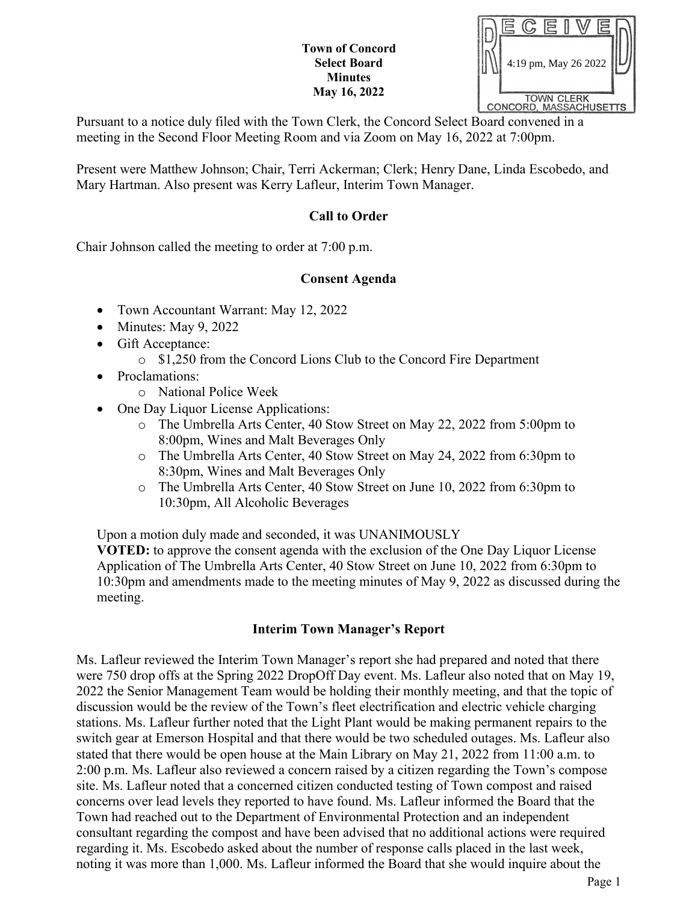**Town of Concord**
**Select Board**
**Minutes**
**May 16, 2022**

RECEIVED
4:19 pm, May 26 2022
TOWN CLERK
CONCORD, MASSACHUSETTS

Pursuant to a notice duly filed with the Town Clerk, the Concord Select Board convened in a meeting in the Second Floor Meeting Room and via Zoom on May 16, 2022 at 7:00pm.

Present were Matthew Johnson; Chair, Terri Ackerman; Clerk; Henry Dane, Linda Escobedo, and Mary Hartman. Also present was Kerry Lafleur, Interim Town Manager.

## Call to Order

Chair Johnson called the meeting to order at 7:00 p.m.

## Consent Agenda

- Town Accountant Warrant: May 12, 2022
- Minutes: May 9, 2022
- Gift Acceptance:
  - $1,250 from the Concord Lions Club to the Concord Fire Department
- Proclamations:
  - National Police Week
- One Day Liquor License Applications:
  - The Umbrella Arts Center, 40 Stow Street on May 22, 2022 from 5:00pm to 8:00pm, Wines and Malt Beverages Only
  - The Umbrella Arts Center, 40 Stow Street on May 24, 2022 from 6:30pm to 8:30pm, Wines and Malt Beverages Only
  - The Umbrella Arts Center, 40 Stow Street on June 10, 2022 from 6:30pm to 10:30pm, All Alcoholic Beverages

Upon a motion duly made and seconded, it was UNANIMOUSLY
**VOTED:** to approve the consent agenda with the exclusion of the One Day Liquor License Application of The Umbrella Arts Center, 40 Stow Street on June 10, 2022 from 6:30pm to 10:30pm and amendments made to the meeting minutes of May 9, 2022 as discussed during the meeting.

## Interim Town Manager's Report

Ms. Lafleur reviewed the Interim Town Manager's report she had prepared and noted that there were 750 drop offs at the Spring 2022 DropOff Day event. Ms. Lafleur also noted that on May 19, 2022 the Senior Management Team would be holding their monthly meeting, and that the topic of discussion would be the review of the Town's fleet electrification and electric vehicle charging stations. Ms. Lafleur further noted that the Light Plant would be making permanent repairs to the switch gear at Emerson Hospital and that there would be two scheduled outages. Ms. Lafleur also stated that there would be open house at the Main Library on May 21, 2022 from 11:00 a.m. to 2:00 p.m. Ms. Lafleur also reviewed a concern raised by a citizen regarding the Town's compose site. Ms. Lafleur noted that a concerned citizen conducted testing of Town compost and raised concerns over lead levels they reported to have found. Ms. Lafleur informed the Board that the Town had reached out to the Department of Environmental Protection and an independent consultant regarding the compost and have been advised that no additional actions were required regarding it. Ms. Escobedo asked about the number of response calls placed in the last week, noting it was more than 1,000. Ms. Lafleur informed the Board that she would inquire about the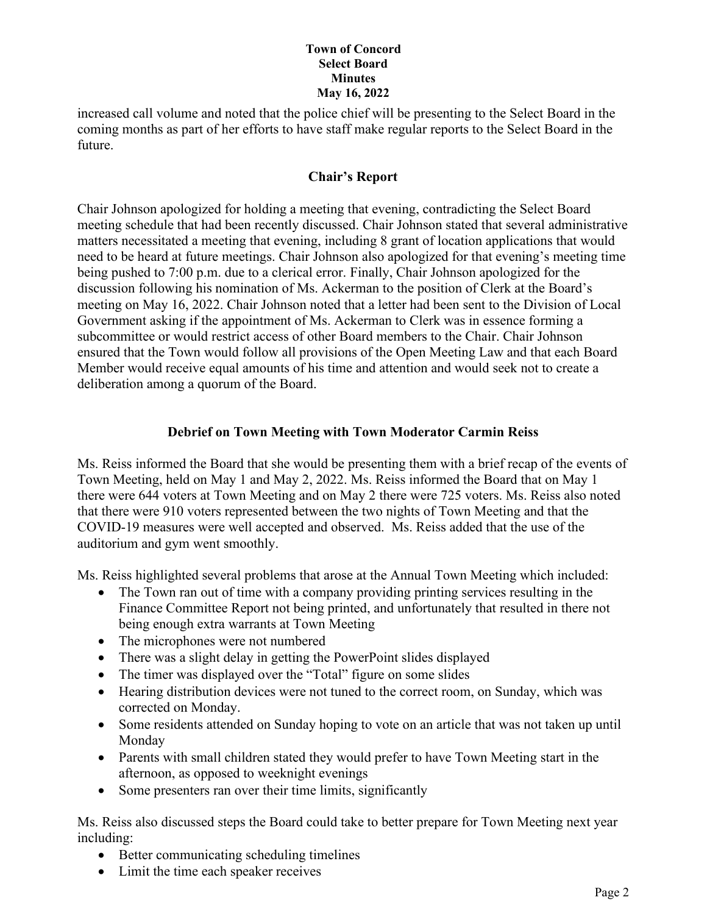increased call volume and noted that the police chief will be presenting to the Select Board in the coming months as part of her efforts to have staff make regular reports to the Select Board in the future.

## Chair's Report

Chair Johnson apologized for holding a meeting that evening, contradicting the Select Board meeting schedule that had been recently discussed. Chair Johnson stated that several administrative matters necessitated a meeting that evening, including 8 grant of location applications that would need to be heard at future meetings. Chair Johnson also apologized for that evening's meeting time being pushed to 7:00 p.m. due to a clerical error. Finally, Chair Johnson apologized for the discussion following his nomination of Ms. Ackerman to the position of Clerk at the Board's meeting on May 16, 2022. Chair Johnson noted that a letter had been sent to the Division of Local Government asking if the appointment of Ms. Ackerman to Clerk was in essence forming a subcommittee or would restrict access of other Board members to the Chair. Chair Johnson ensured that the Town would follow all provisions of the Open Meeting Law and that each Board Member would receive equal amounts of his time and attention and would seek not to create a deliberation among a quorum of the Board.

## Debrief on Town Meeting with Town Moderator Carmin Reiss

Ms. Reiss informed the Board that she would be presenting them with a brief recap of the events of Town Meeting, held on May 1 and May 2, 2022. Ms. Reiss informed the Board that on May 1 there were 644 voters at Town Meeting and on May 2 there were 725 voters. Ms. Reiss also noted that there were 910 voters represented between the two nights of Town Meeting and that the COVID-19 measures were well accepted and observed. Ms. Reiss added that the use of the auditorium and gym went smoothly.

Ms. Reiss highlighted several problems that arose at the Annual Town Meeting which included:

- The Town ran out of time with a company providing printing services resulting in the Finance Committee Report not being printed, and unfortunately that resulted in there not being enough extra warrants at Town Meeting
- The microphones were not numbered
- There was a slight delay in getting the PowerPoint slides displayed
- The timer was displayed over the "Total" figure on some slides
- Hearing distribution devices were not tuned to the correct room, on Sunday, which was corrected on Monday.
- Some residents attended on Sunday hoping to vote on an article that was not taken up until Monday
- Parents with small children stated they would prefer to have Town Meeting start in the afternoon, as opposed to weeknight evenings
- Some presenters ran over their time limits, significantly

Ms. Reiss also discussed steps the Board could take to better prepare for Town Meeting next year including:

- Better communicating scheduling timelines
- Limit the time each speaker receives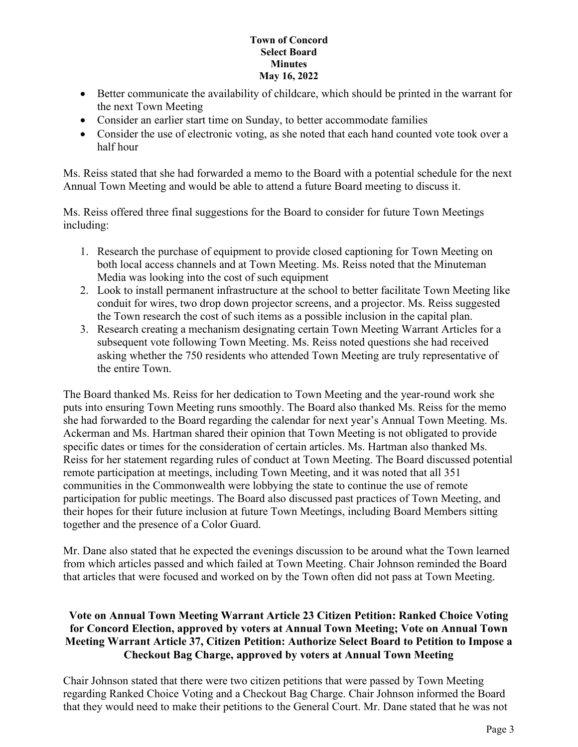- Better communicate the availability of childcare, which should be printed in the warrant for the next Town Meeting
- Consider an earlier start time on Sunday, to better accommodate families
- Consider the use of electronic voting, as she noted that each hand counted vote took over a half hour

Ms. Reiss stated that she had forwarded a memo to the Board with a potential schedule for the next Annual Town Meeting and would be able to attend a future Board meeting to discuss it.

Ms. Reiss offered three final suggestions for the Board to consider for future Town Meetings including:

1. Research the purchase of equipment to provide closed captioning for Town Meeting on both local access channels and at Town Meeting. Ms. Reiss noted that the Minuteman Media was looking into the cost of such equipment
2. Look to install permanent infrastructure at the school to better facilitate Town Meeting like conduit for wires, two drop down projector screens, and a projector. Ms. Reiss suggested the Town research the cost of such items as a possible inclusion in the capital plan.
3. Research creating a mechanism designating certain Town Meeting Warrant Articles for a subsequent vote following Town Meeting. Ms. Reiss noted questions she had received asking whether the 750 residents who attended Town Meeting are truly representative of the entire Town.

The Board thanked Ms. Reiss for her dedication to Town Meeting and the year-round work she puts into ensuring Town Meeting runs smoothly. The Board also thanked Ms. Reiss for the memo she had forwarded to the Board regarding the calendar for next year's Annual Town Meeting. Ms. Ackerman and Ms. Hartman shared their opinion that Town Meeting is not obligated to provide specific dates or times for the consideration of certain articles. Ms. Hartman also thanked Ms. Reiss for her statement regarding rules of conduct at Town Meeting. The Board discussed potential remote participation at meetings, including Town Meeting, and it was noted that all 351 communities in the Commonwealth were lobbying the state to continue the use of remote participation for public meetings. The Board also discussed past practices of Town Meeting, and their hopes for their future inclusion at future Town Meetings, including Board Members sitting together and the presence of a Color Guard.

Mr. Dane also stated that he expected the evenings discussion to be around what the Town learned from which articles passed and which failed at Town Meeting. Chair Johnson reminded the Board that articles that were focused and worked on by the Town often did not pass at Town Meeting.

**Vote on Annual Town Meeting Warrant Article 23 Citizen Petition: Ranked Choice Voting for Concord Election, approved by voters at Annual Town Meeting; Vote on Annual Town Meeting Warrant Article 37, Citizen Petition: Authorize Select Board to Petition to Impose a Checkout Bag Charge, approved by voters at Annual Town Meeting**

Chair Johnson stated that there were two citizen petitions that were passed by Town Meeting regarding Ranked Choice Voting and a Checkout Bag Charge. Chair Johnson informed the Board that they would need to make their petitions to the General Court. Mr. Dane stated that he was not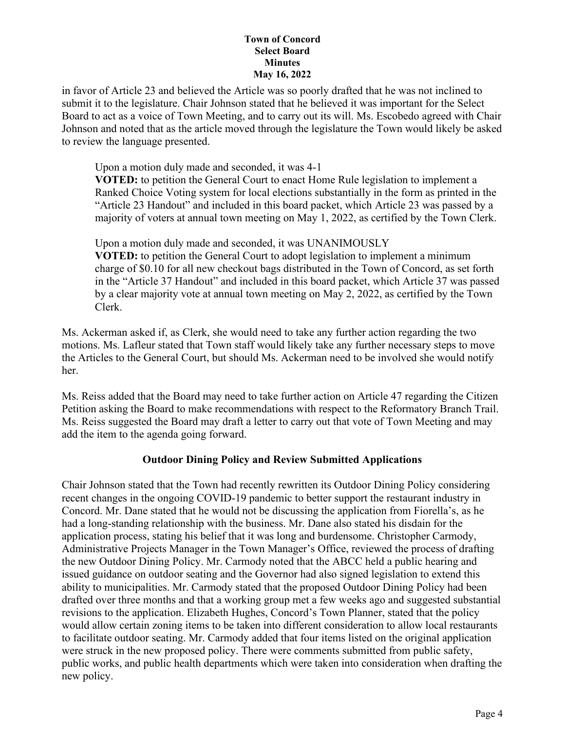in favor of Article 23 and believed the Article was so poorly drafted that he was not inclined to submit it to the legislature. Chair Johnson stated that he believed it was important for the Select Board to act as a voice of Town Meeting, and to carry out its will. Ms. Escobedo agreed with Chair Johnson and noted that as the article moved through the legislature the Town would likely be asked to review the language presented.

> Upon a motion duly made and seconded, it was 4-1
> **VOTED:** to petition the General Court to enact Home Rule legislation to implement a Ranked Choice Voting system for local elections substantially in the form as printed in the "Article 23 Handout" and included in this board packet, which Article 23 was passed by a majority of voters at annual town meeting on May 1, 2022, as certified by the Town Clerk.
>
> Upon a motion duly made and seconded, it was UNANIMOUSLY
> **VOTED:** to petition the General Court to adopt legislation to implement a minimum charge of $0.10 for all new checkout bags distributed in the Town of Concord, as set forth in the "Article 37 Handout" and included in this board packet, which Article 37 was passed by a clear majority vote at annual town meeting on May 2, 2022, as certified by the Town Clerk.

Ms. Ackerman asked if, as Clerk, she would need to take any further action regarding the two motions. Ms. Lafleur stated that Town staff would likely take any further necessary steps to move the Articles to the General Court, but should Ms. Ackerman need to be involved she would notify her.

Ms. Reiss added that the Board may need to take further action on Article 47 regarding the Citizen Petition asking the Board to make recommendations with respect to the Reformatory Branch Trail. Ms. Reiss suggested the Board may draft a letter to carry out that vote of Town Meeting and may add the item to the agenda going forward.

## Outdoor Dining Policy and Review Submitted Applications

Chair Johnson stated that the Town had recently rewritten its Outdoor Dining Policy considering recent changes in the ongoing COVID-19 pandemic to better support the restaurant industry in Concord. Mr. Dane stated that he would not be discussing the application from Fiorella's, as he had a long-standing relationship with the business. Mr. Dane also stated his disdain for the application process, stating his belief that it was long and burdensome. Christopher Carmody, Administrative Projects Manager in the Town Manager's Office, reviewed the process of drafting the new Outdoor Dining Policy. Mr. Carmody noted that the ABCC held a public hearing and issued guidance on outdoor seating and the Governor had also signed legislation to extend this ability to municipalities. Mr. Carmody stated that the proposed Outdoor Dining Policy had been drafted over three months and that a working group met a few weeks ago and suggested substantial revisions to the application. Elizabeth Hughes, Concord's Town Planner, stated that the policy would allow certain zoning items to be taken into different consideration to allow local restaurants to facilitate outdoor seating. Mr. Carmody added that four items listed on the original application were struck in the new proposed policy. There were comments submitted from public safety, public works, and public health departments which were taken into consideration when drafting the new policy.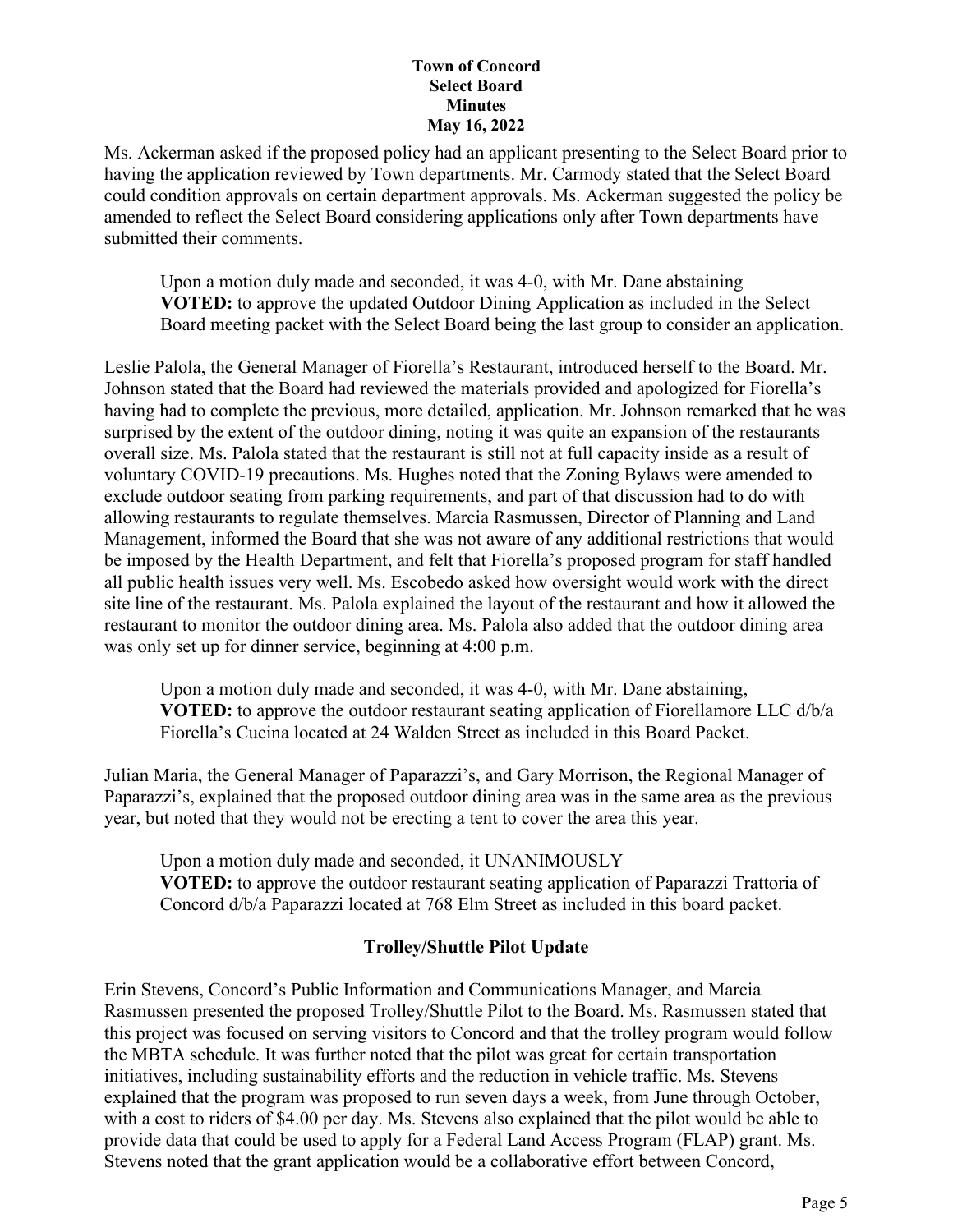Ms. Ackerman asked if the proposed policy had an applicant presenting to the Select Board prior to having the application reviewed by Town departments. Mr. Carmody stated that the Select Board could condition approvals on certain department approvals. Ms. Ackerman suggested the policy be amended to reflect the Select Board considering applications only after Town departments have submitted their comments.

> Upon a motion duly made and seconded, it was 4-0, with Mr. Dane abstaining
> **VOTED:** to approve the updated Outdoor Dining Application as included in the Select Board meeting packet with the Select Board being the last group to consider an application.

Leslie Palola, the General Manager of Fiorella's Restaurant, introduced herself to the Board. Mr. Johnson stated that the Board had reviewed the materials provided and apologized for Fiorella's having had to complete the previous, more detailed, application. Mr. Johnson remarked that he was surprised by the extent of the outdoor dining, noting it was quite an expansion of the restaurants overall size. Ms. Palola stated that the restaurant is still not at full capacity inside as a result of voluntary COVID-19 precautions. Ms. Hughes noted that the Zoning Bylaws were amended to exclude outdoor seating from parking requirements, and part of that discussion had to do with allowing restaurants to regulate themselves. Marcia Rasmussen, Director of Planning and Land Management, informed the Board that she was not aware of any additional restrictions that would be imposed by the Health Department, and felt that Fiorella's proposed program for staff handled all public health issues very well. Ms. Escobedo asked how oversight would work with the direct site line of the restaurant. Ms. Palola explained the layout of the restaurant and how it allowed the restaurant to monitor the outdoor dining area. Ms. Palola also added that the outdoor dining area was only set up for dinner service, beginning at 4:00 p.m.

> Upon a motion duly made and seconded, it was 4-0, with Mr. Dane abstaining,
> **VOTED:** to approve the outdoor restaurant seating application of Fiorellamore LLC d/b/a Fiorella's Cucina located at 24 Walden Street as included in this Board Packet.

Julian Maria, the General Manager of Paparazzi's, and Gary Morrison, the Regional Manager of Paparazzi's, explained that the proposed outdoor dining area was in the same area as the previous year, but noted that they would not be erecting a tent to cover the area this year.

> Upon a motion duly made and seconded, it UNANIMOUSLY
> **VOTED:** to approve the outdoor restaurant seating application of Paparazzi Trattoria of Concord d/b/a Paparazzi located at 768 Elm Street as included in this board packet.

## Trolley/Shuttle Pilot Update

Erin Stevens, Concord's Public Information and Communications Manager, and Marcia Rasmussen presented the proposed Trolley/Shuttle Pilot to the Board. Ms. Rasmussen stated that this project was focused on serving visitors to Concord and that the trolley program would follow the MBTA schedule. It was further noted that the pilot was great for certain transportation initiatives, including sustainability efforts and the reduction in vehicle traffic. Ms. Stevens explained that the program was proposed to run seven days a week, from June through October, with a cost to riders of $4.00 per day. Ms. Stevens also explained that the pilot would be able to provide data that could be used to apply for a Federal Land Access Program (FLAP) grant. Ms. Stevens noted that the grant application would be a collaborative effort between Concord,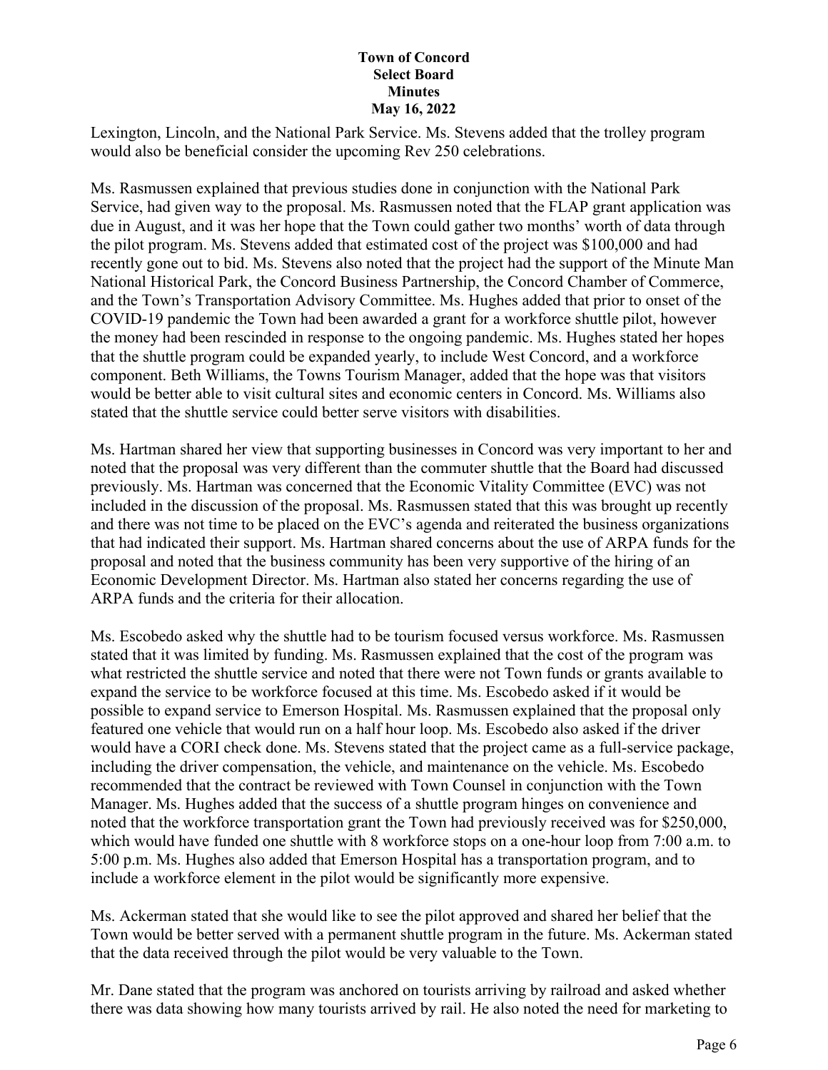Lexington, Lincoln, and the National Park Service. Ms. Stevens added that the trolley program would also be beneficial consider the upcoming Rev 250 celebrations.

Ms. Rasmussen explained that previous studies done in conjunction with the National Park Service, had given way to the proposal. Ms. Rasmussen noted that the FLAP grant application was due in August, and it was her hope that the Town could gather two months' worth of data through the pilot program. Ms. Stevens added that estimated cost of the project was $100,000 and had recently gone out to bid. Ms. Stevens also noted that the project had the support of the Minute Man National Historical Park, the Concord Business Partnership, the Concord Chamber of Commerce, and the Town's Transportation Advisory Committee. Ms. Hughes added that prior to onset of the COVID-19 pandemic the Town had been awarded a grant for a workforce shuttle pilot, however the money had been rescinded in response to the ongoing pandemic. Ms. Hughes stated her hopes that the shuttle program could be expanded yearly, to include West Concord, and a workforce component. Beth Williams, the Towns Tourism Manager, added that the hope was that visitors would be better able to visit cultural sites and economic centers in Concord. Ms. Williams also stated that the shuttle service could better serve visitors with disabilities.

Ms. Hartman shared her view that supporting businesses in Concord was very important to her and noted that the proposal was very different than the commuter shuttle that the Board had discussed previously. Ms. Hartman was concerned that the Economic Vitality Committee (EVC) was not included in the discussion of the proposal. Ms. Rasmussen stated that this was brought up recently and there was not time to be placed on the EVC's agenda and reiterated the business organizations that had indicated their support. Ms. Hartman shared concerns about the use of ARPA funds for the proposal and noted that the business community has been very supportive of the hiring of an Economic Development Director. Ms. Hartman also stated her concerns regarding the use of ARPA funds and the criteria for their allocation.

Ms. Escobedo asked why the shuttle had to be tourism focused versus workforce. Ms. Rasmussen stated that it was limited by funding. Ms. Rasmussen explained that the cost of the program was what restricted the shuttle service and noted that there were not Town funds or grants available to expand the service to be workforce focused at this time. Ms. Escobedo asked if it would be possible to expand service to Emerson Hospital. Ms. Rasmussen explained that the proposal only featured one vehicle that would run on a half hour loop. Ms. Escobedo also asked if the driver would have a CORI check done. Ms. Stevens stated that the project came as a full-service package, including the driver compensation, the vehicle, and maintenance on the vehicle. Ms. Escobedo recommended that the contract be reviewed with Town Counsel in conjunction with the Town Manager. Ms. Hughes added that the success of a shuttle program hinges on convenience and noted that the workforce transportation grant the Town had previously received was for $250,000, which would have funded one shuttle with 8 workforce stops on a one-hour loop from 7:00 a.m. to 5:00 p.m. Ms. Hughes also added that Emerson Hospital has a transportation program, and to include a workforce element in the pilot would be significantly more expensive.

Ms. Ackerman stated that she would like to see the pilot approved and shared her belief that the Town would be better served with a permanent shuttle program in the future. Ms. Ackerman stated that the data received through the pilot would be very valuable to the Town.

Mr. Dane stated that the program was anchored on tourists arriving by railroad and asked whether there was data showing how many tourists arrived by rail. He also noted the need for marketing to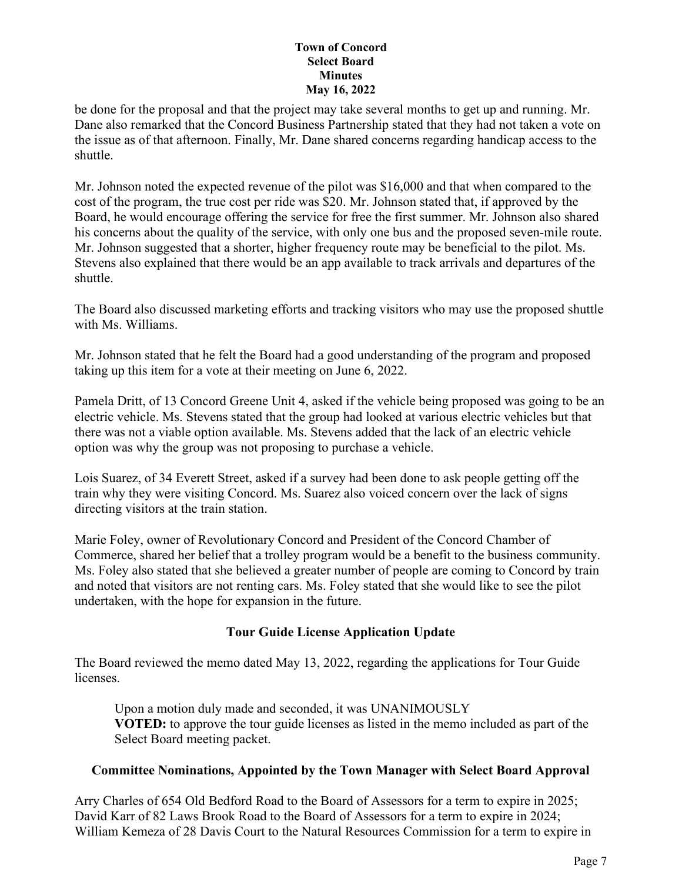be done for the proposal and that the project may take several months to get up and running. Mr. Dane also remarked that the Concord Business Partnership stated that they had not taken a vote on the issue as of that afternoon. Finally, Mr. Dane shared concerns regarding handicap access to the shuttle.

Mr. Johnson noted the expected revenue of the pilot was $16,000 and that when compared to the cost of the program, the true cost per ride was $20. Mr. Johnson stated that, if approved by the Board, he would encourage offering the service for free the first summer. Mr. Johnson also shared his concerns about the quality of the service, with only one bus and the proposed seven-mile route. Mr. Johnson suggested that a shorter, higher frequency route may be beneficial to the pilot. Ms. Stevens also explained that there would be an app available to track arrivals and departures of the shuttle.

The Board also discussed marketing efforts and tracking visitors who may use the proposed shuttle with Ms. Williams.

Mr. Johnson stated that he felt the Board had a good understanding of the program and proposed taking up this item for a vote at their meeting on June 6, 2022.

Pamela Dritt, of 13 Concord Greene Unit 4, asked if the vehicle being proposed was going to be an electric vehicle. Ms. Stevens stated that the group had looked at various electric vehicles but that there was not a viable option available. Ms. Stevens added that the lack of an electric vehicle option was why the group was not proposing to purchase a vehicle.

Lois Suarez, of 34 Everett Street, asked if a survey had been done to ask people getting off the train why they were visiting Concord. Ms. Suarez also voiced concern over the lack of signs directing visitors at the train station.

Marie Foley, owner of Revolutionary Concord and President of the Concord Chamber of Commerce, shared her belief that a trolley program would be a benefit to the business community. Ms. Foley also stated that she believed a greater number of people are coming to Concord by train and noted that visitors are not renting cars. Ms. Foley stated that she would like to see the pilot undertaken, with the hope for expansion in the future.

## Tour Guide License Application Update

The Board reviewed the memo dated May 13, 2022, regarding the applications for Tour Guide licenses.

> Upon a motion duly made and seconded, it was UNANIMOUSLY
> **VOTED:** to approve the tour guide licenses as listed in the memo included as part of the Select Board meeting packet.

## Committee Nominations, Appointed by the Town Manager with Select Board Approval

Arry Charles of 654 Old Bedford Road to the Board of Assessors for a term to expire in 2025; David Karr of 82 Laws Brook Road to the Board of Assessors for a term to expire in 2024; William Kemeza of 28 Davis Court to the Natural Resources Commission for a term to expire in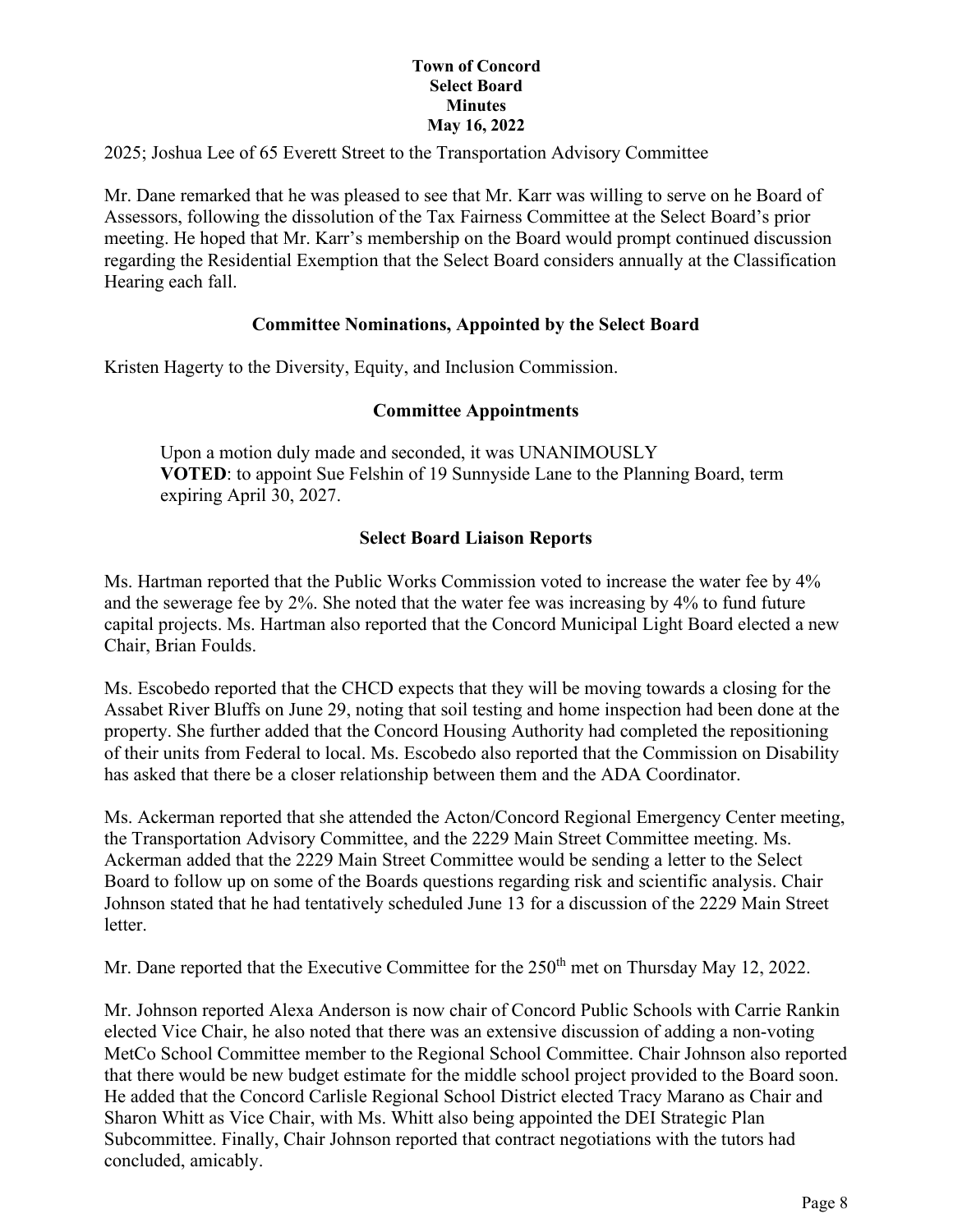2025; Joshua Lee of 65 Everett Street to the Transportation Advisory Committee

Mr. Dane remarked that he was pleased to see that Mr. Karr was willing to serve on he Board of Assessors, following the dissolution of the Tax Fairness Committee at the Select Board's prior meeting. He hoped that Mr. Karr's membership on the Board would prompt continued discussion regarding the Residential Exemption that the Select Board considers annually at the Classification Hearing each fall.

## Committee Nominations, Appointed by the Select Board

Kristen Hagerty to the Diversity, Equity, and Inclusion Commission.

## Committee Appointments

> Upon a motion duly made and seconded, it was UNANIMOUSLY
> **VOTED**: to appoint Sue Felshin of 19 Sunnyside Lane to the Planning Board, term expiring April 30, 2027.

## Select Board Liaison Reports

Ms. Hartman reported that the Public Works Commission voted to increase the water fee by 4% and the sewerage fee by 2%. She noted that the water fee was increasing by 4% to fund future capital projects. Ms. Hartman also reported that the Concord Municipal Light Board elected a new Chair, Brian Foulds.

Ms. Escobedo reported that the CHCD expects that they will be moving towards a closing for the Assabet River Bluffs on June 29, noting that soil testing and home inspection had been done at the property. She further added that the Concord Housing Authority had completed the repositioning of their units from Federal to local. Ms. Escobedo also reported that the Commission on Disability has asked that there be a closer relationship between them and the ADA Coordinator.

Ms. Ackerman reported that she attended the Acton/Concord Regional Emergency Center meeting, the Transportation Advisory Committee, and the 2229 Main Street Committee meeting. Ms. Ackerman added that the 2229 Main Street Committee would be sending a letter to the Select Board to follow up on some of the Boards questions regarding risk and scientific analysis. Chair Johnson stated that he had tentatively scheduled June 13 for a discussion of the 2229 Main Street letter.

Mr. Dane reported that the Executive Committee for the 250th met on Thursday May 12, 2022.

Mr. Johnson reported Alexa Anderson is now chair of Concord Public Schools with Carrie Rankin elected Vice Chair, he also noted that there was an extensive discussion of adding a non-voting MetCo School Committee member to the Regional School Committee. Chair Johnson also reported that there would be new budget estimate for the middle school project provided to the Board soon. He added that the Concord Carlisle Regional School District elected Tracy Marano as Chair and Sharon Whitt as Vice Chair, with Ms. Whitt also being appointed the DEI Strategic Plan Subcommittee. Finally, Chair Johnson reported that contract negotiations with the tutors had concluded, amicably.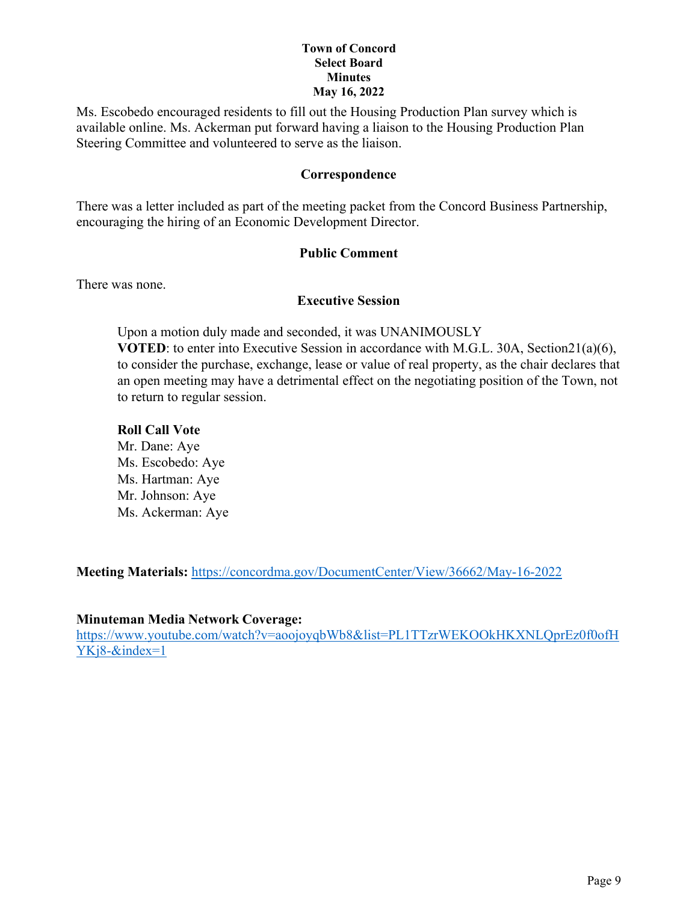Ms. Escobedo encouraged residents to fill out the Housing Production Plan survey which is available online. Ms. Ackerman put forward having a liaison to the Housing Production Plan Steering Committee and volunteered to serve as the liaison.

## Correspondence

There was a letter included as part of the meeting packet from the Concord Business Partnership, encouraging the hiring of an Economic Development Director.

## Public Comment

There was none.

## Executive Session

Upon a motion duly made and seconded, it was UNANIMOUSLY
**VOTED**: to enter into Executive Session in accordance with M.G.L. 30A, Section21(a)(6), to consider the purchase, exchange, lease or value of real property, as the chair declares that an open meeting may have a detrimental effect on the negotiating position of the Town, not to return to regular session.

**Roll Call Vote**
Mr. Dane: Aye
Ms. Escobedo: Aye
Ms. Hartman: Aye
Mr. Johnson: Aye
Ms. Ackerman: Aye

**Meeting Materials:** https://concordma.gov/DocumentCenter/View/36662/May-16-2022

**Minuteman Media Network Coverage:**
https://www.youtube.com/watch?v=aoojoyqbWb8&list=PL1TTzrWEKOOkHKXNLQprEz0f0ofHYKj8-&index=1